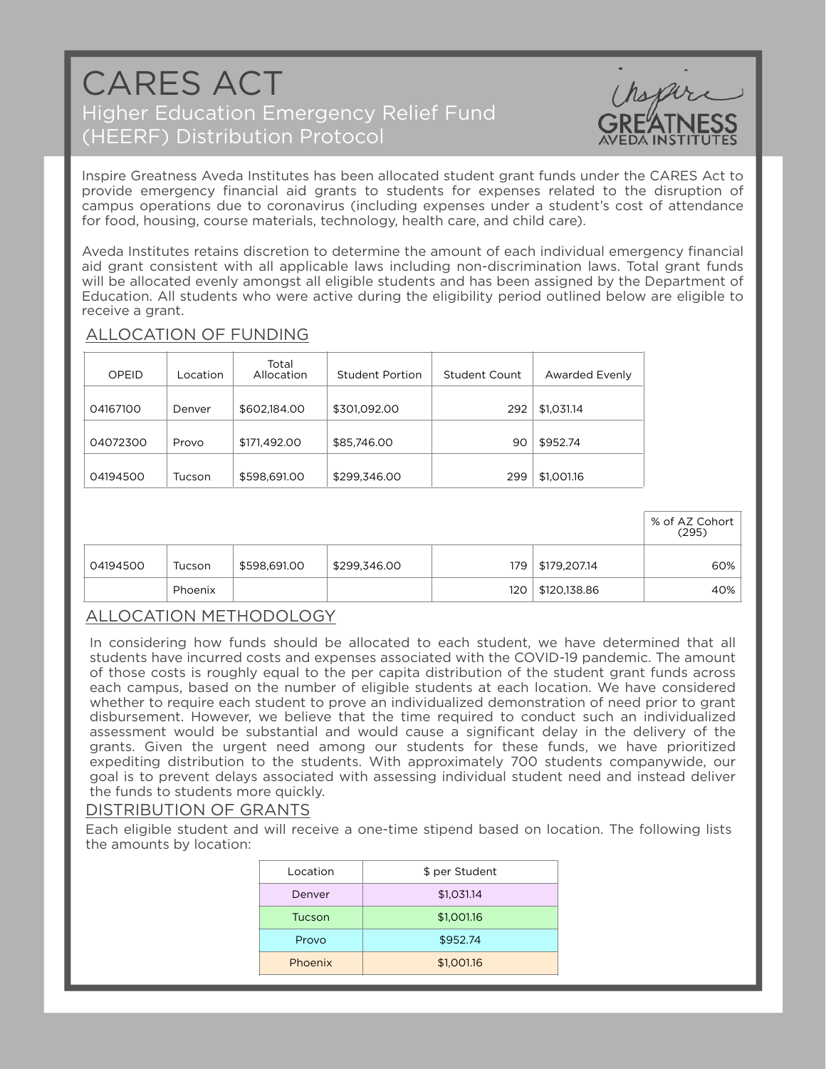# CARES ACT

## Higher Education Emergency Relief Fund (HEERF) Distribution Protocol

Inspire Greatness Aveda Institutes has been allocated student grant funds under the CARES Act to provide emergency financial aid grants to students for expenses related to the disruption of campus operations due to coronavirus (including expenses under a student's cost of attendance for food, housing, course materials, technology, health care, and child care).

Aveda Institutes retains discretion to determine the amount of each individual emergency financial aid grant consistent with all applicable laws including non-discrimination laws. Total grant funds will be allocated evenly amongst all eligible students and has been assigned by the Department of Education. All students who were active during the eligibility period outlined below are eligible to receive a grant.

### ALLOCATION OF FUNDING

| OPEID | Location | Total Allocation | Student Portion | Student Count | Awarded Evenly |
|---|---|---|---|---|---|
| 04167100 | Denver | $602,184.00 | $301,092.00 | 292 | $1,031.14 |
| 04072300 | Provo | $171,492.00 | $85,746.00 | 90 | $952.74 |
| 04194500 | Tucson | $598,691.00 | $299,346.00 | 299 | $1,001.16 |

| | | | | | | % of AZ Cohort (295) |
|---|---|---|---|---|---|---|
| 04194500 | Tucson | $598,691.00 | $299,346.00 | 179 | $179,207.14 | 60% |
| | Phoenix | | | 120 | $120,138.86 | 40% |

### ALLOCATION METHODOLOGY

In considering how funds should be allocated to each student, we have determined that all students have incurred costs and expenses associated with the COVID-19 pandemic. The amount of those costs is roughly equal to the per capita distribution of the student grant funds across each campus, based on the number of eligible students at each location. We have considered whether to require each student to prove an individualized demonstration of need prior to grant disbursement. However, we believe that the time required to conduct such an individualized assessment would be substantial and would cause a significant delay in the delivery of the grants. Given the urgent need among our students for these funds, we have prioritized expediting distribution to the students. With approximately 700 students companywide, our goal is to prevent delays associated with assessing individual student need and instead deliver the funds to students more quickly.

### DISTRIBUTION OF GRANTS

Each eligible student and will receive a one-time stipend based on location. The following lists the amounts by location:

| Location | $ per Student |
|---|---|
| Denver | $1,031.14 |
| Tucson | $1,001.16 |
| Provo | $952.74 |
| Phoenix | $1,001.16 |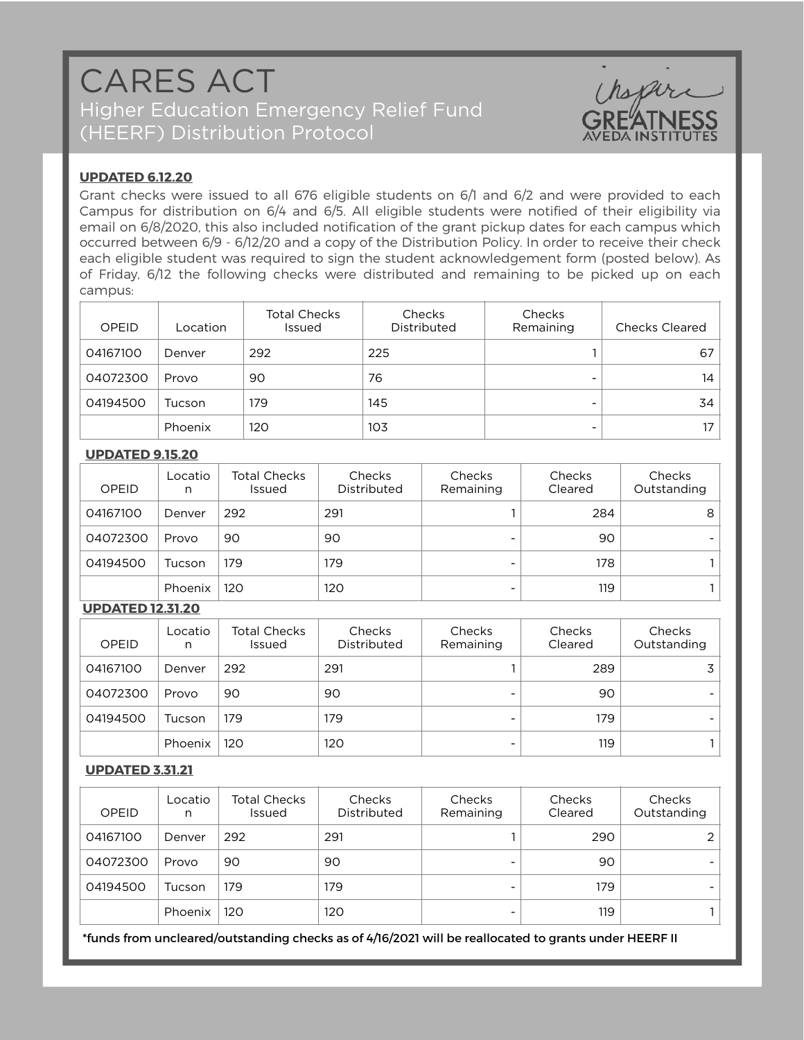# CARES ACT

## Higher Education Emergency Relief Fund (HEERF) Distribution Protocol

inspire GREATNESS AVEDA INSTITUTES

**UPDATED 6.12.20**

Grant checks were issued to all 676 eligible students on 6/1 and 6/2 and were provided to each Campus for distribution on 6/4 and 6/5. All eligible students were notified of their eligibility via email on 6/8/2020, this also included notification of the grant pickup dates for each campus which occurred between 6/9 - 6/12/20 and a copy of the Distribution Policy. In order to receive their check each eligible student was required to sign the student acknowledgement form (posted below). As of Friday, 6/12 the following checks were distributed and remaining to be picked up on each campus:

| OPEID | Location | Total Checks Issued | Checks Distributed | Checks Remaining | Checks Cleared |
|---|---|---|---|---|---|
| 04167100 | Denver | 292 | 225 | 1 | 67 |
| 04072300 | Provo | 90 | 76 | - | 14 |
| 04194500 | Tucson | 179 | 145 | - | 34 |
| | Phoenix | 120 | 103 | - | 17 |

**UPDATED 9.15.20**

| OPEID | Location | Total Checks Issued | Checks Distributed | Checks Remaining | Checks Cleared | Checks Outstanding |
|---|---|---|---|---|---|---|
| 04167100 | Denver | 292 | 291 | 1 | 284 | 8 |
| 04072300 | Provo | 90 | 90 | - | 90 | - |
| 04194500 | Tucson | 179 | 179 | - | 178 | 1 |
| | Phoenix | 120 | 120 | - | 119 | 1 |

**UPDATED 12.31.20**

| OPEID | Location | Total Checks Issued | Checks Distributed | Checks Remaining | Checks Cleared | Checks Outstanding |
|---|---|---|---|---|---|---|
| 04167100 | Denver | 292 | 291 | 1 | 289 | 3 |
| 04072300 | Provo | 90 | 90 | - | 90 | - |
| 04194500 | Tucson | 179 | 179 | - | 179 | - |
| | Phoenix | 120 | 120 | - | 119 | 1 |

**UPDATED 3.31.21**

| OPEID | Location | Total Checks Issued | Checks Distributed | Checks Remaining | Checks Cleared | Checks Outstanding |
|---|---|---|---|---|---|---|
| 04167100 | Denver | 292 | 291 | 1 | 290 | 2 |
| 04072300 | Provo | 90 | 90 | - | 90 | - |
| 04194500 | Tucson | 179 | 179 | - | 179 | - |
| | Phoenix | 120 | 120 | - | 119 | 1 |

*funds from uncleared/outstanding checks as of 4/16/2021 will be reallocated to grants under HEERF II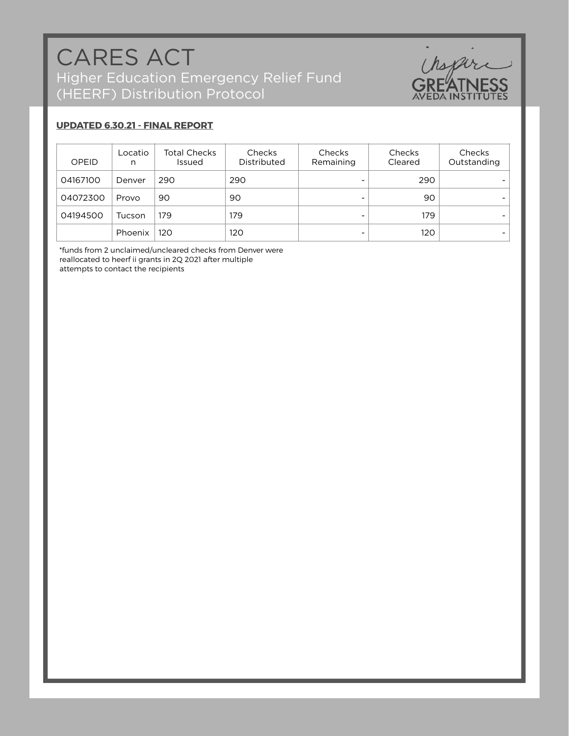# CARES ACT

## Higher Education Emergency Relief Fund (HEERF) Distribution Protocol

inspire GREATNESS AVEDA INSTITUTES

**UPDATED 6.30.21 - FINAL REPORT**

| OPEID | Location | Total Checks Issued | Checks Distributed | Checks Remaining | Checks Cleared | Checks Outstanding |
|---|---|---|---|---|---|---|
| 04167100 | Denver | 290 | 290 | - | 290 | - |
| 04072300 | Provo | 90 | 90 | - | 90 | - |
| 04194500 | Tucson | 179 | 179 | - | 179 | - |
| | Phoenix | 120 | 120 | - | 120 | - |

*funds from 2 unclaimed/uncleared checks from Denver were reallocated to heerf ii grants in 2Q 2021 after multiple attempts to contact the recipients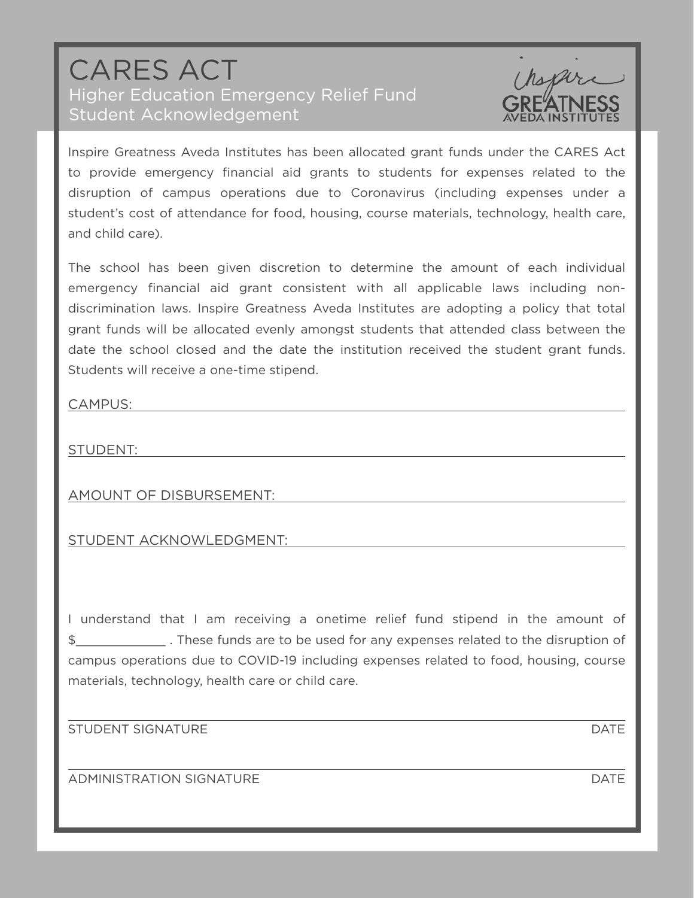# CARES ACT

## Higher Education Emergency Relief Fund Student Acknowledgement

Inspire Greatness Aveda Institutes

Inspire Greatness Aveda Institutes has been allocated grant funds under the CARES Act to provide emergency financial aid grants to students for expenses related to the disruption of campus operations due to Coronavirus (including expenses under a student's cost of attendance for food, housing, course materials, technology, health care, and child care).

The school has been given discretion to determine the amount of each individual emergency financial aid grant consistent with all applicable laws including non-discrimination laws. Inspire Greatness Aveda Institutes are adopting a policy that total grant funds will be allocated evenly amongst students that attended class between the date the school closed and the date the institution received the student grant funds. Students will receive a one-time stipend.

CAMPUS: ______________________________

STUDENT: ______________________________

AMOUNT OF DISBURSEMENT: ______________________________

STUDENT ACKNOWLEDGMENT: ______________________________

I understand that I am receiving a onetime relief fund stipend in the amount of $_____________ . These funds are to be used for any expenses related to the disruption of campus operations due to COVID-19 including expenses related to food, housing, course materials, technology, health care or child care.

______________________________

STUDENT SIGNATURE DATE

______________________________

ADMINISTRATION SIGNATURE DATE